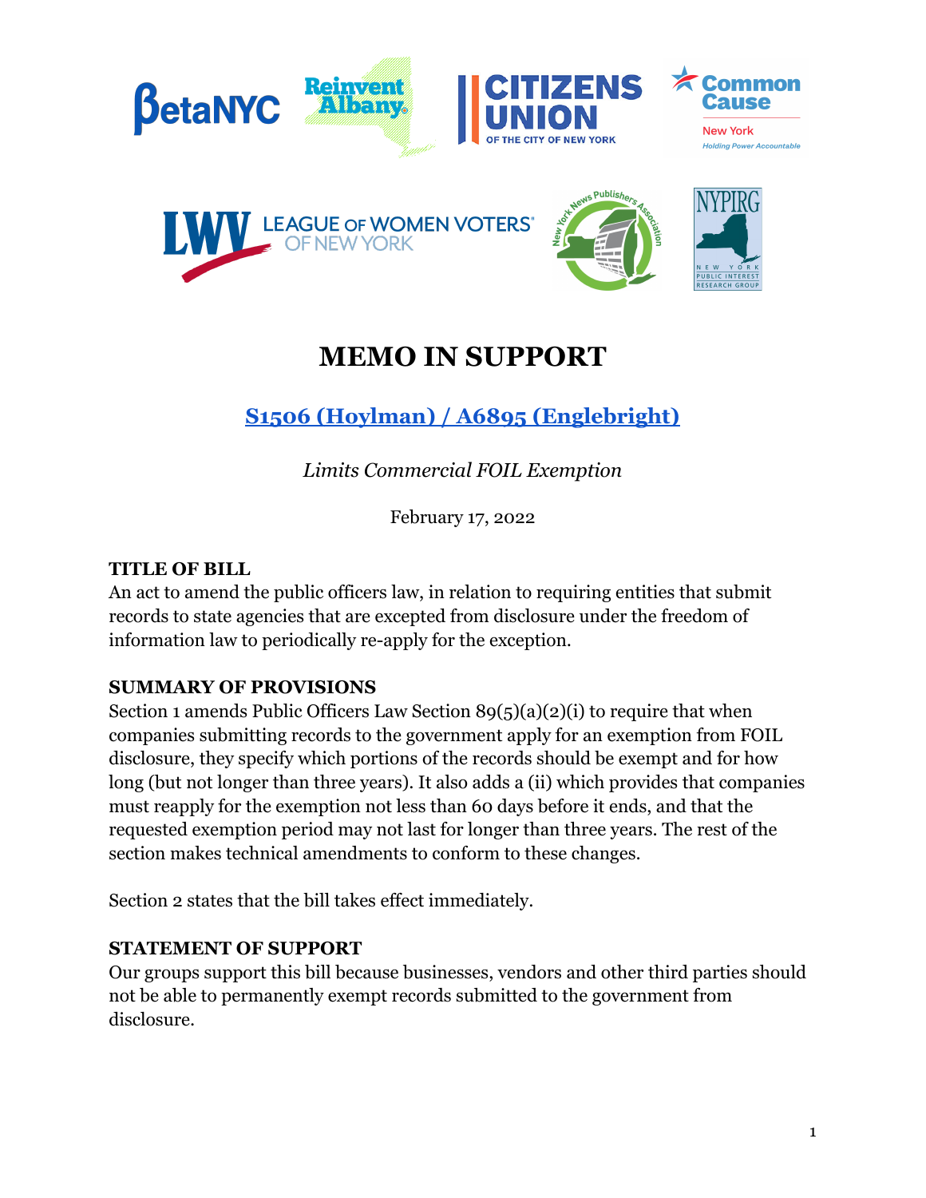# MEMO IN SUPPORT

## S1506 (Hoylman) / A6895 (Englebright)

*Limits Commercial FOIL Exemption*

February 17, 2022

**TITLE OF BILL**

An act to amend the public officers law, in relation to requiring entities that submit records to state agencies that are excepted from disclosure under the freedom of information law to periodically re-apply for the exception.

**SUMMARY OF PROVISIONS**

Section 1 amends Public Officers Law Section 89(5)(a)(2)(i) to require that when companies submitting records to the government apply for an exemption from FOIL disclosure, they specify which portions of the records should be exempt and for how long (but not longer than three years). It also adds a (ii) which provides that companies must reapply for the exemption not less than 60 days before it ends, and that the requested exemption period may not last for longer than three years. The rest of the section makes technical amendments to conform to these changes.

Section 2 states that the bill takes effect immediately.

**STATEMENT OF SUPPORT**

Our groups support this bill because businesses, vendors and other third parties should not be able to permanently exempt records submitted to the government from disclosure.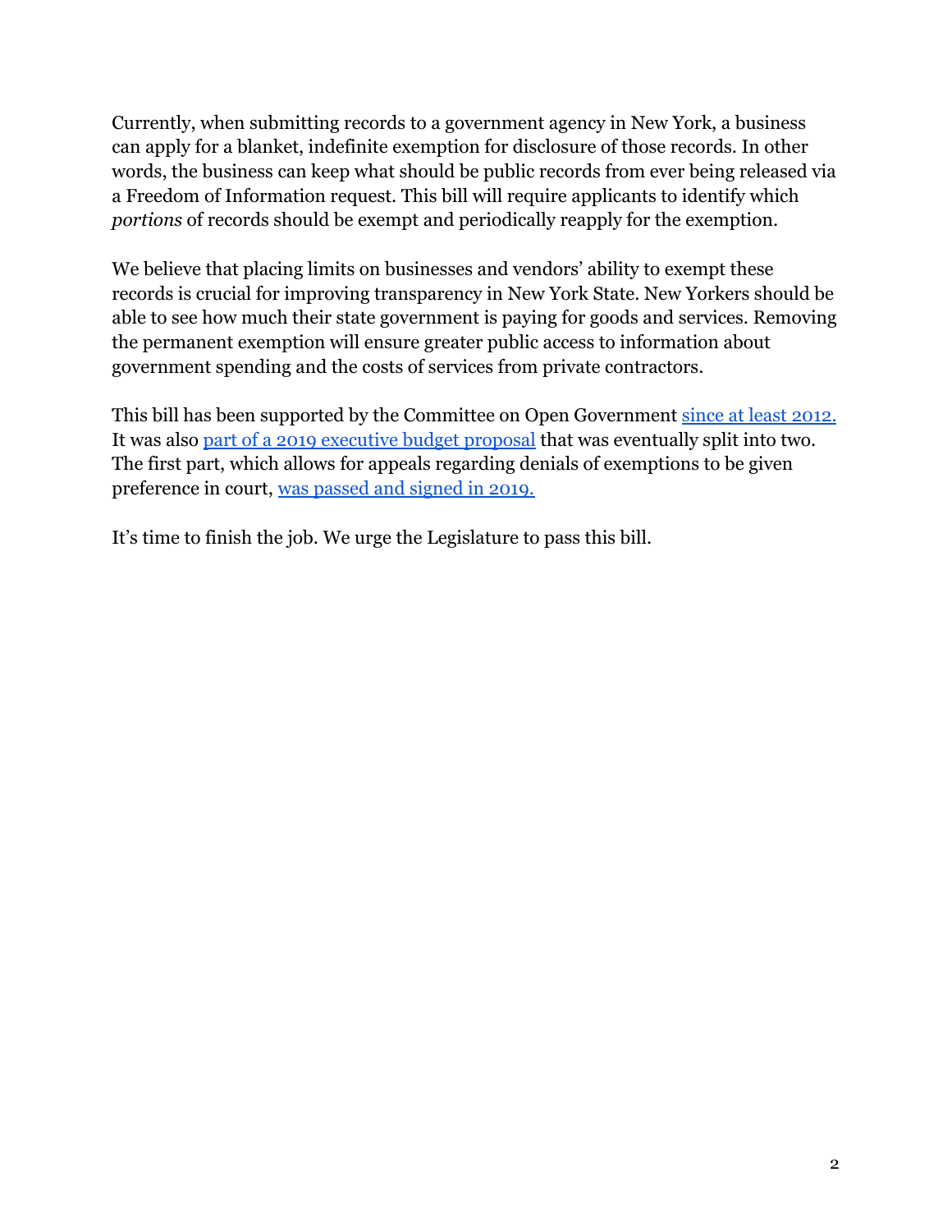Currently, when submitting records to a government agency in New York, a business can apply for a blanket, indefinite exemption for disclosure of those records. In other words, the business can keep what should be public records from ever being released via a Freedom of Information request. This bill will require applicants to identify which *portions* of records should be exempt and periodically reapply for the exemption.

We believe that placing limits on businesses and vendors' ability to exempt these records is crucial for improving transparency in New York State. New Yorkers should be able to see how much their state government is paying for goods and services. Removing the permanent exemption will ensure greater public access to information about government spending and the costs of services from private contractors.

This bill has been supported by the Committee on Open Government since at least 2012. It was also part of a 2019 executive budget proposal that was eventually split into two. The first part, which allows for appeals regarding denials of exemptions to be given preference in court, was passed and signed in 2019.

It's time to finish the job. We urge the Legislature to pass this bill.